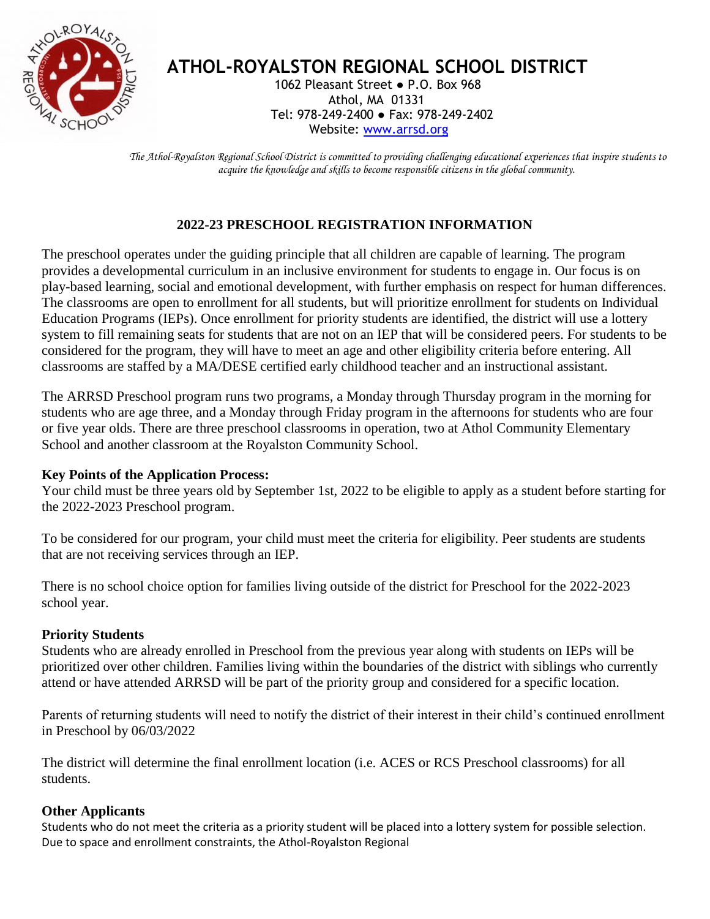# ATHOL-ROYALSTON REGIONAL SCHOOL DISTRICT

1062 Pleasant Street ● P.O. Box 968
Athol, MA 01331
Tel: 978-249-2400 ● Fax: 978-249-2402
Website: www.arrsd.org

*The Athol-Royalston Regional School District is committed to providing challenging educational experiences that inspire students to acquire the knowledge and skills to become responsible citizens in the global community.*

## 2022-23 PRESCHOOL REGISTRATION INFORMATION

The preschool operates under the guiding principle that all children are capable of learning. The program provides a developmental curriculum in an inclusive environment for students to engage in. Our focus is on play-based learning, social and emotional development, with further emphasis on respect for human differences. The classrooms are open to enrollment for all students, but will prioritize enrollment for students on Individual Education Programs (IEPs). Once enrollment for priority students are identified, the district will use a lottery system to fill remaining seats for students that are not on an IEP that will be considered peers. For students to be considered for the program, they will have to meet an age and other eligibility criteria before entering. All classrooms are staffed by a MA/DESE certified early childhood teacher and an instructional assistant.

The ARRSD Preschool program runs two programs, a Monday through Thursday program in the morning for students who are age three, and a Monday through Friday program in the afternoons for students who are four or five year olds. There are three preschool classrooms in operation, two at Athol Community Elementary School and another classroom at the Royalston Community School.

**Key Points of the Application Process:**

Your child must be three years old by September 1st, 2022 to be eligible to apply as a student before starting for the 2022-2023 Preschool program.

To be considered for our program, your child must meet the criteria for eligibility. Peer students are students that are not receiving services through an IEP.

There is no school choice option for families living outside of the district for Preschool for the 2022-2023 school year.

**Priority Students**

Students who are already enrolled in Preschool from the previous year along with students on IEPs will be prioritized over other children. Families living within the boundaries of the district with siblings who currently attend or have attended ARRSD will be part of the priority group and considered for a specific location.

Parents of returning students will need to notify the district of their interest in their child's continued enrollment in Preschool by 06/03/2022

The district will determine the final enrollment location (i.e. ACES or RCS Preschool classrooms) for all students.

**Other Applicants**

Students who do not meet the criteria as a priority student will be placed into a lottery system for possible selection. Due to space and enrollment constraints, the Athol-Royalston Regional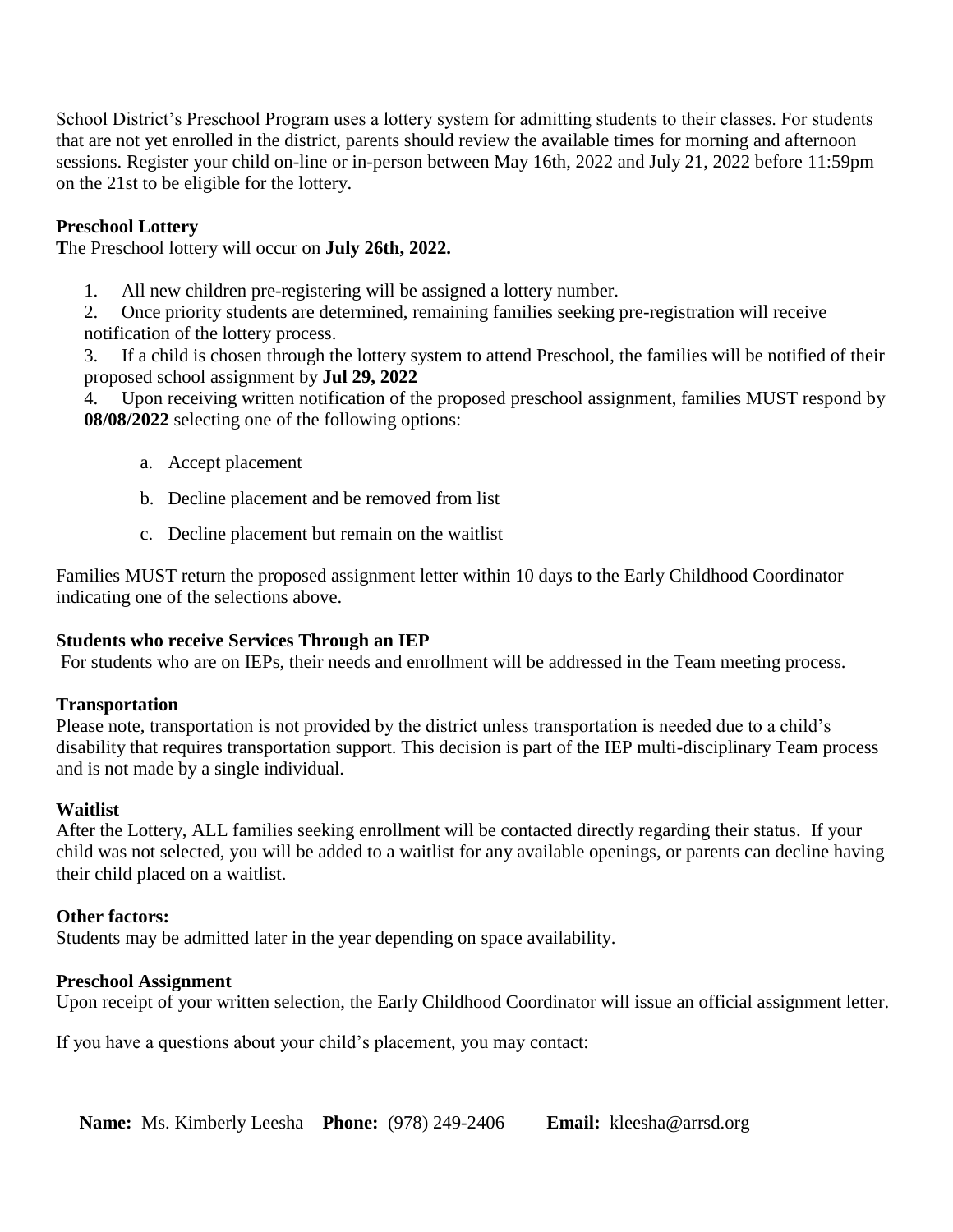School District's Preschool Program uses a lottery system for admitting students to their classes. For students that are not yet enrolled in the district, parents should review the available times for morning and afternoon sessions. Register your child on-line or in-person between May 16th, 2022 and July 21, 2022 before 11:59pm on the 21st to be eligible for the lottery.

**Preschool Lottery**

**T**he Preschool lottery will occur on **July 26th, 2022.**

1. All new children pre-registering will be assigned a lottery number.
2. Once priority students are determined, remaining families seeking pre-registration will receive notification of the lottery process.
3. If a child is chosen through the lottery system to attend Preschool, the families will be notified of their proposed school assignment by **Jul 29, 2022**
4. Upon receiving written notification of the proposed preschool assignment, families MUST respond by **08/08/2022** selecting one of the following options:

    a. Accept placement

    b. Decline placement and be removed from list

    c. Decline placement but remain on the waitlist

Families MUST return the proposed assignment letter within 10 days to the Early Childhood Coordinator indicating one of the selections above.

**Students who receive Services Through an IEP**

For students who are on IEPs, their needs and enrollment will be addressed in the Team meeting process.

**Transportation**

Please note, transportation is not provided by the district unless transportation is needed due to a child's disability that requires transportation support. This decision is part of the IEP multi-disciplinary Team process and is not made by a single individual.

**Waitlist**

After the Lottery, ALL families seeking enrollment will be contacted directly regarding their status. If your child was not selected, you will be added to a waitlist for any available openings, or parents can decline having their child placed on a waitlist.

**Other factors:**

Students may be admitted later in the year depending on space availability.

**Preschool Assignment**

Upon receipt of your written selection, the Early Childhood Coordinator will issue an official assignment letter.

If you have a questions about your child's placement, you may contact:

**Name:** Ms. Kimberly Leesha **Phone:** (978) 249-2406 **Email:** kleesha@arrsd.org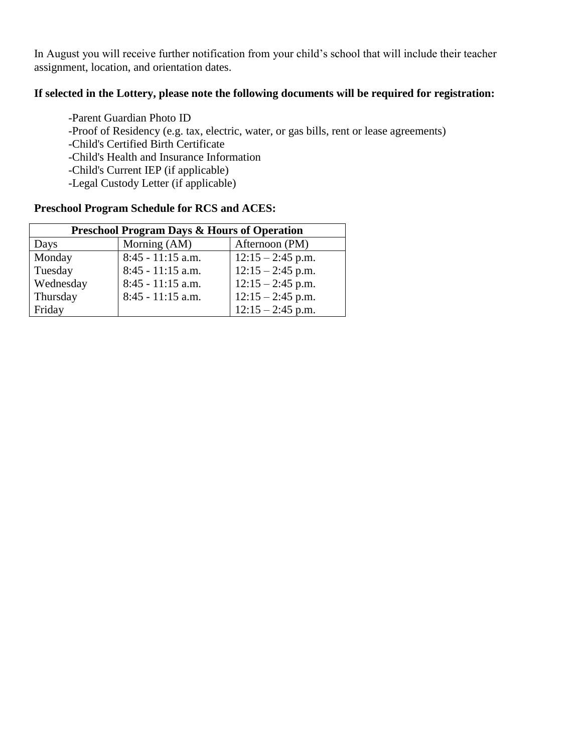In August you will receive further notification from your child's school that will include their teacher assignment, location, and orientation dates.

**If selected in the Lottery, please note the following documents will be required for registration:**

- -Parent Guardian Photo ID
- -Proof of Residency (e.g. tax, electric, water, or gas bills, rent or lease agreements)
- -Child's Certified Birth Certificate
- -Child's Health and Insurance Information
- -Child's Current IEP (if applicable)
- -Legal Custody Letter (if applicable)

**Preschool Program Schedule for RCS and ACES:**

| **Preschool Program Days & Hours of Operation** | | |
|---|---|---|
| Days | Morning (AM) | Afternoon (PM) |
| Monday | 8:45 - 11:15 a.m. | 12:15 – 2:45 p.m. |
| Tuesday | 8:45 - 11:15 a.m. | 12:15 – 2:45 p.m. |
| Wednesday | 8:45 - 11:15 a.m. | 12:15 – 2:45 p.m. |
| Thursday | 8:45 - 11:15 a.m. | 12:15 – 2:45 p.m. |
| Friday | | 12:15 – 2:45 p.m. |